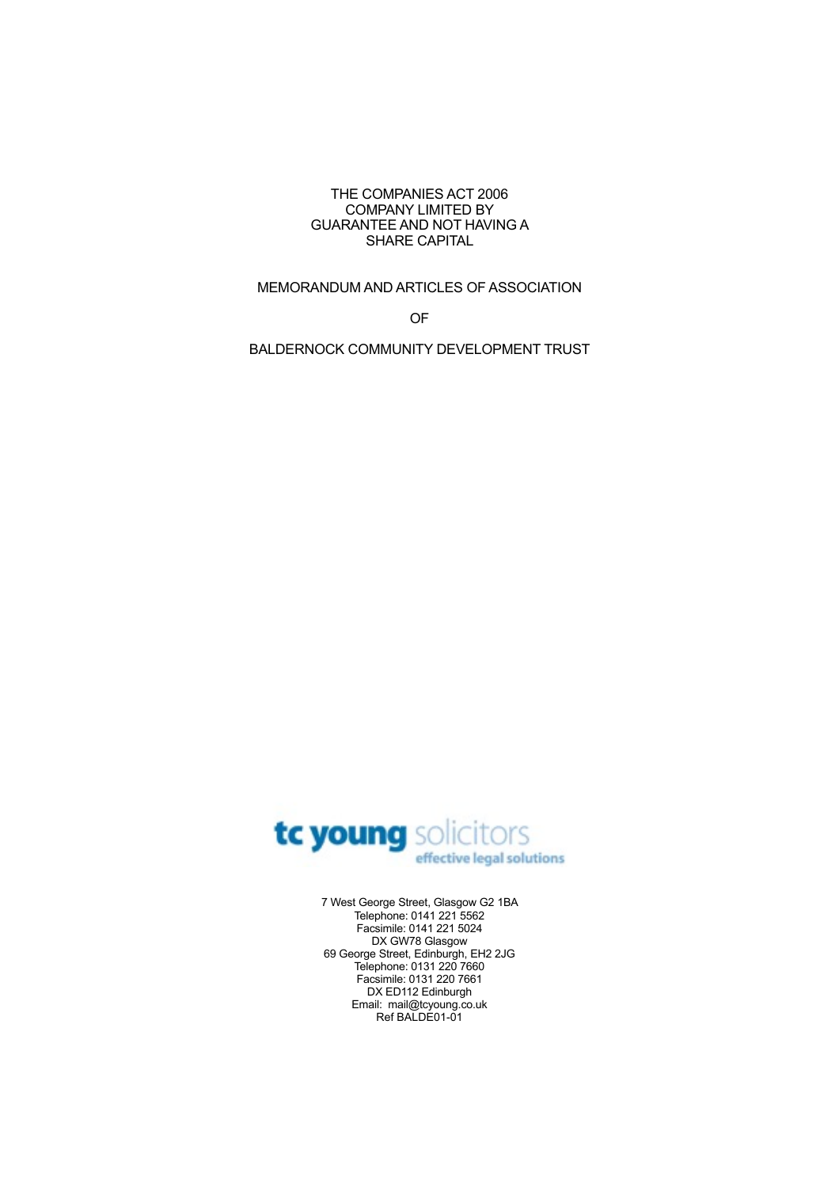THE COMPANIES ACT 2006
COMPANY LIMITED BY
GUARANTEE AND NOT HAVING A
SHARE CAPITAL

# MEMORANDUM AND ARTICLES OF ASSOCIATION

OF

# BALDERNOCK COMMUNITY DEVELOPMENT TRUST

tc young solicitors
effective legal solutions

7 West George Street, Glasgow G2 1BA
Telephone: 0141 221 5562
Facsimile: 0141 221 5024
DX GW78 Glasgow
69 George Street, Edinburgh, EH2 2JG
Telephone: 0131 220 7660
Facsimile: 0131 220 7661
DX ED112 Edinburgh
Email: mail@tcyoung.co.uk
Ref BALDE01-01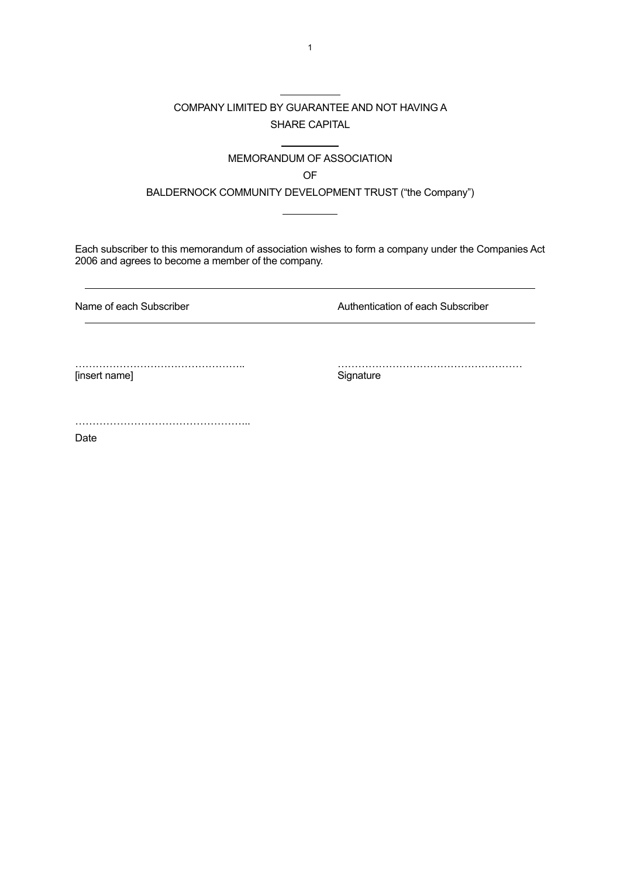COMPANY LIMITED BY GUARANTEE AND NOT HAVING A SHARE CAPITAL

MEMORANDUM OF ASSOCIATION

OF

BALDERNOCK COMMUNITY DEVELOPMENT TRUST ("the Company")

Each subscriber to this memorandum of association wishes to form a company under the Companies Act 2006 and agrees to become a member of the company.

| Name of each Subscriber | Authentication of each Subscriber |
|---|---|
| ………………………………………….. [insert name] | ……………………………………………… Signature |

…………………………………………..

Date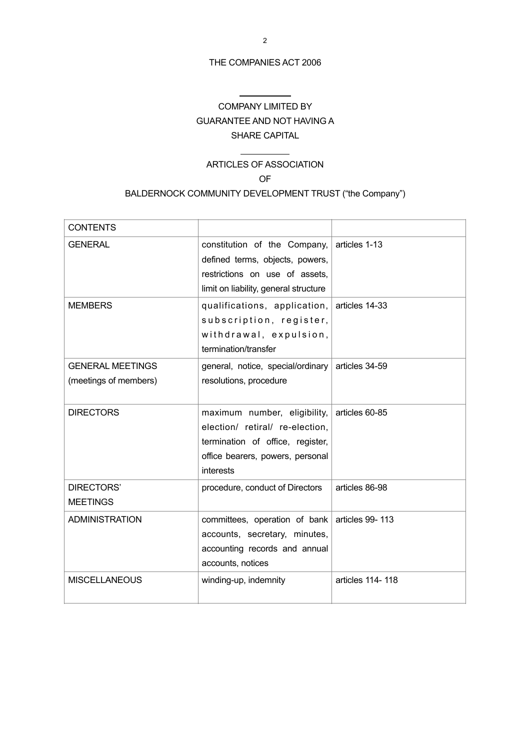THE COMPANIES ACT 2006

COMPANY LIMITED BY
GUARANTEE AND NOT HAVING A
SHARE CAPITAL

ARTICLES OF ASSOCIATION
OF
BALDERNOCK COMMUNITY DEVELOPMENT TRUST ("the Company")

| CONTENTS | | |
|---|---|---|
| GENERAL | constitution of the Company, defined terms, objects, powers, restrictions on use of assets, limit on liability, general structure | articles 1-13 |
| MEMBERS | qualifications, application, subscription, register, withdrawal, expulsion, termination/transfer | articles 14-33 |
| GENERAL MEETINGS (meetings of members) | general, notice, special/ordinary resolutions, procedure | articles 34-59 |
| DIRECTORS | maximum number, eligibility, election/ retiral/ re-election, termination of office, register, office bearers, powers, personal interests | articles 60-85 |
| DIRECTORS' MEETINGS | procedure, conduct of Directors | articles 86-98 |
| ADMINISTRATION | committees, operation of bank accounts, secretary, minutes, accounting records and annual accounts, notices | articles 99- 113 |
| MISCELLANEOUS | winding-up, indemnity | articles 114- 118 |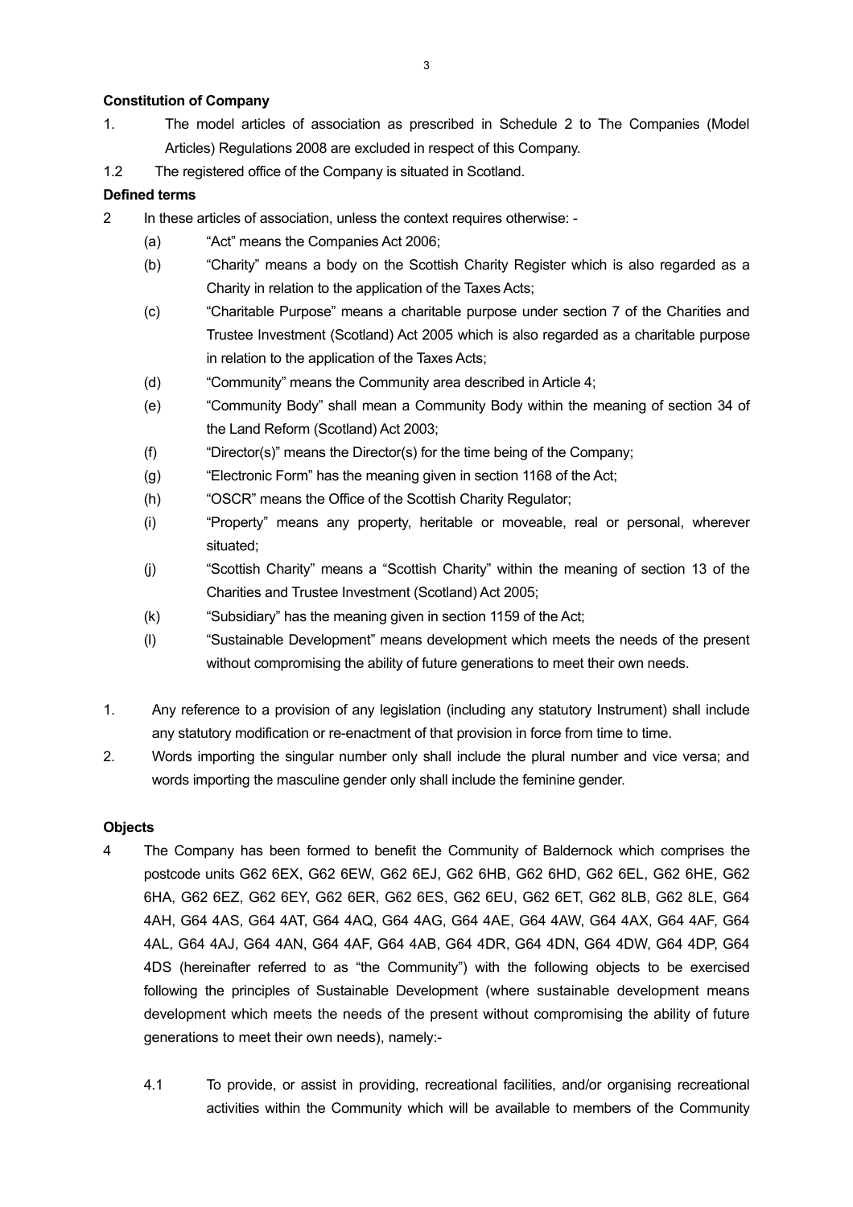**Constitution of Company**

1. The model articles of association as prescribed in Schedule 2 to The Companies (Model Articles) Regulations 2008 are excluded in respect of this Company.

1.2 The registered office of the Company is situated in Scotland.

**Defined terms**

2 In these articles of association, unless the context requires otherwise: -

(a) "Act" means the Companies Act 2006;

(b) "Charity" means a body on the Scottish Charity Register which is also regarded as a Charity in relation to the application of the Taxes Acts;

(c) "Charitable Purpose" means a charitable purpose under section 7 of the Charities and Trustee Investment (Scotland) Act 2005 which is also regarded as a charitable purpose in relation to the application of the Taxes Acts;

(d) "Community" means the Community area described in Article 4;

(e) "Community Body" shall mean a Community Body within the meaning of section 34 of the Land Reform (Scotland) Act 2003;

(f) "Director(s)" means the Director(s) for the time being of the Company;

(g) "Electronic Form" has the meaning given in section 1168 of the Act;

(h) "OSCR" means the Office of the Scottish Charity Regulator;

(i) "Property" means any property, heritable or moveable, real or personal, wherever situated;

(j) "Scottish Charity" means a "Scottish Charity" within the meaning of section 13 of the Charities and Trustee Investment (Scotland) Act 2005;

(k) "Subsidiary" has the meaning given in section 1159 of the Act;

(l) "Sustainable Development" means development which meets the needs of the present without compromising the ability of future generations to meet their own needs.

1. Any reference to a provision of any legislation (including any statutory Instrument) shall include any statutory modification or re-enactment of that provision in force from time to time.

2. Words importing the singular number only shall include the plural number and vice versa; and words importing the masculine gender only shall include the feminine gender.

**Objects**

4 The Company has been formed to benefit the Community of Baldernock which comprises the postcode units G62 6EX, G62 6EW, G62 6EJ, G62 6HB, G62 6HD, G62 6EL, G62 6HE, G62 6HA, G62 6EZ, G62 6EY, G62 6ER, G62 6ES, G62 6EU, G62 6ET, G62 8LB, G62 8LE, G64 4AH, G64 4AS, G64 4AT, G64 4AQ, G64 4AG, G64 4AE, G64 4AW, G64 4AX, G64 4AF, G64 4AL, G64 4AJ, G64 4AN, G64 4AF, G64 4AB, G64 4DR, G64 4DN, G64 4DW, G64 4DP, G64 4DS (hereinafter referred to as "the Community") with the following objects to be exercised following the principles of Sustainable Development (where sustainable development means development which meets the needs of the present without compromising the ability of future generations to meet their own needs), namely:-

4.1 To provide, or assist in providing, recreational facilities, and/or organising recreational activities within the Community which will be available to members of the Community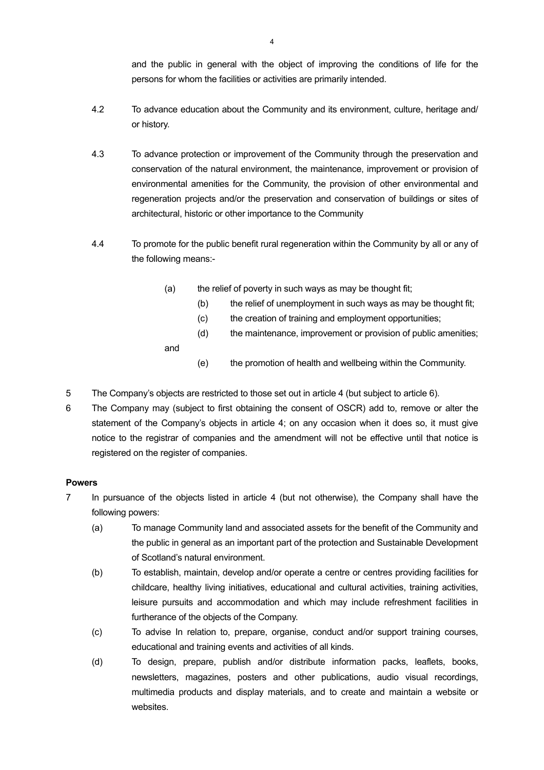and the public in general with the object of improving the conditions of life for the persons for whom the facilities or activities are primarily intended.

4.2 To advance education about the Community and its environment, culture, heritage and/ or history.

4.3 To advance protection or improvement of the Community through the preservation and conservation of the natural environment, the maintenance, improvement or provision of environmental amenities for the Community, the provision of other environmental and regeneration projects and/or the preservation and conservation of buildings or sites of architectural, historic or other importance to the Community

4.4 To promote for the public benefit rural regeneration within the Community by all or any of the following means:-

(a) the relief of poverty in such ways as may be thought fit;

(b) the relief of unemployment in such ways as may be thought fit;

(c) the creation of training and employment opportunities;

(d) the maintenance, improvement or provision of public amenities;

and

(e) the promotion of health and wellbeing within the Community.

5 The Company's objects are restricted to those set out in article 4 (but subject to article 6).

6 The Company may (subject to first obtaining the consent of OSCR) add to, remove or alter the statement of the Company's objects in article 4; on any occasion when it does so, it must give notice to the registrar of companies and the amendment will not be effective until that notice is registered on the register of companies.

**Powers**

7 In pursuance of the objects listed in article 4 (but not otherwise), the Company shall have the following powers:

(a) To manage Community land and associated assets for the benefit of the Community and the public in general as an important part of the protection and Sustainable Development of Scotland's natural environment.

(b) To establish, maintain, develop and/or operate a centre or centres providing facilities for childcare, healthy living initiatives, educational and cultural activities, training activities, leisure pursuits and accommodation and which may include refreshment facilities in furtherance of the objects of the Company.

(c) To advise In relation to, prepare, organise, conduct and/or support training courses, educational and training events and activities of all kinds.

(d) To design, prepare, publish and/or distribute information packs, leaflets, books, newsletters, magazines, posters and other publications, audio visual recordings, multimedia products and display materials, and to create and maintain a website or websites.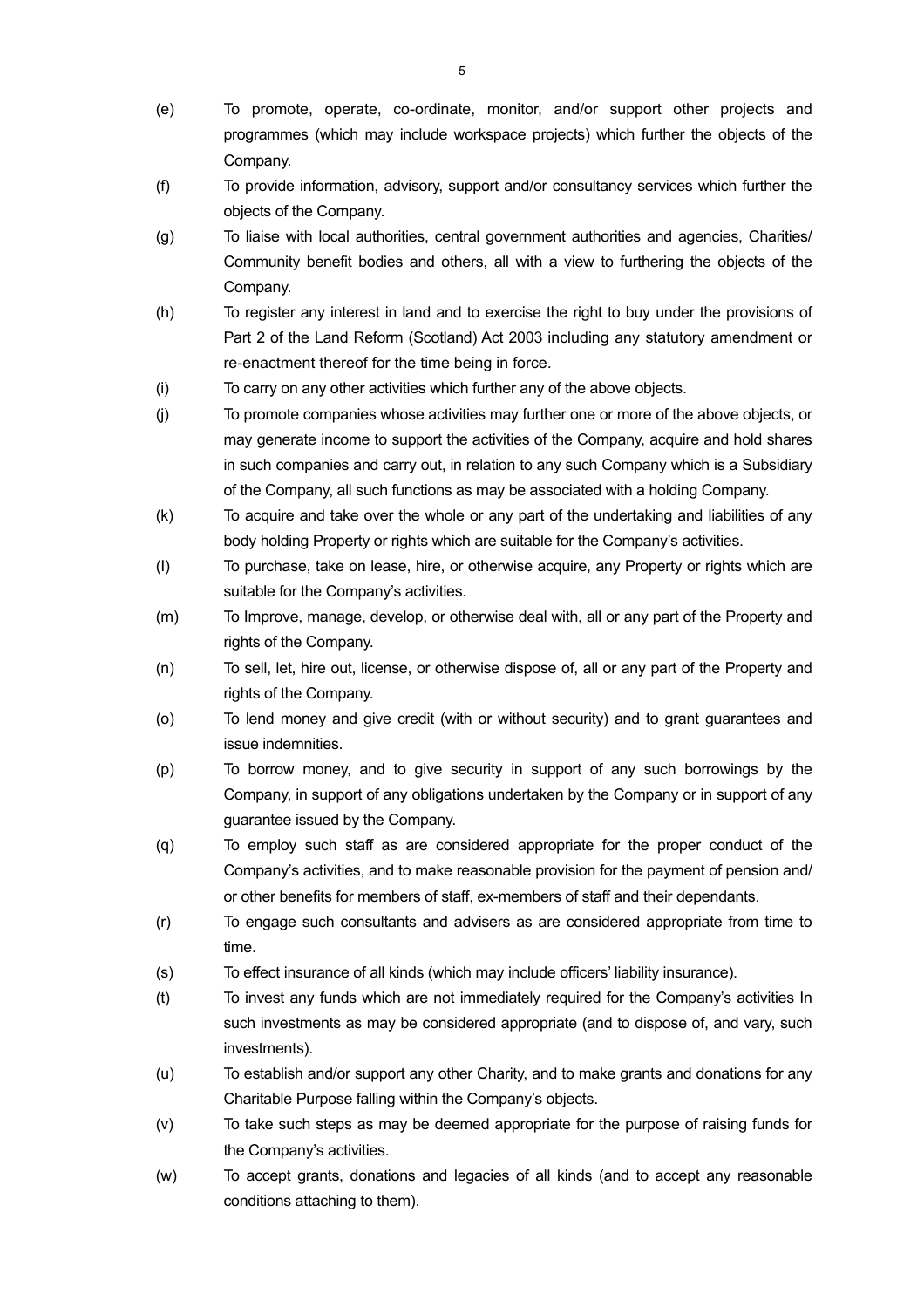(e) To promote, operate, co-ordinate, monitor, and/or support other projects and programmes (which may include workspace projects) which further the objects of the Company.

(f) To provide information, advisory, support and/or consultancy services which further the objects of the Company.

(g) To liaise with local authorities, central government authorities and agencies, Charities/ Community benefit bodies and others, all with a view to furthering the objects of the Company.

(h) To register any interest in land and to exercise the right to buy under the provisions of Part 2 of the Land Reform (Scotland) Act 2003 including any statutory amendment or re-enactment thereof for the time being in force.

(i) To carry on any other activities which further any of the above objects.

(j) To promote companies whose activities may further one or more of the above objects, or may generate income to support the activities of the Company, acquire and hold shares in such companies and carry out, in relation to any such Company which is a Subsidiary of the Company, all such functions as may be associated with a holding Company.

(k) To acquire and take over the whole or any part of the undertaking and liabilities of any body holding Property or rights which are suitable for the Company's activities.

(l) To purchase, take on lease, hire, or otherwise acquire, any Property or rights which are suitable for the Company's activities.

(m) To Improve, manage, develop, or otherwise deal with, all or any part of the Property and rights of the Company.

(n) To sell, let, hire out, license, or otherwise dispose of, all or any part of the Property and rights of the Company.

(o) To lend money and give credit (with or without security) and to grant guarantees and issue indemnities.

(p) To borrow money, and to give security in support of any such borrowings by the Company, in support of any obligations undertaken by the Company or in support of any guarantee issued by the Company.

(q) To employ such staff as are considered appropriate for the proper conduct of the Company's activities, and to make reasonable provision for the payment of pension and/ or other benefits for members of staff, ex-members of staff and their dependants.

(r) To engage such consultants and advisers as are considered appropriate from time to time.

(s) To effect insurance of all kinds (which may include officers' liability insurance).

(t) To invest any funds which are not immediately required for the Company's activities In such investments as may be considered appropriate (and to dispose of, and vary, such investments).

(u) To establish and/or support any other Charity, and to make grants and donations for any Charitable Purpose falling within the Company's objects.

(v) To take such steps as may be deemed appropriate for the purpose of raising funds for the Company's activities.

(w) To accept grants, donations and legacies of all kinds (and to accept any reasonable conditions attaching to them).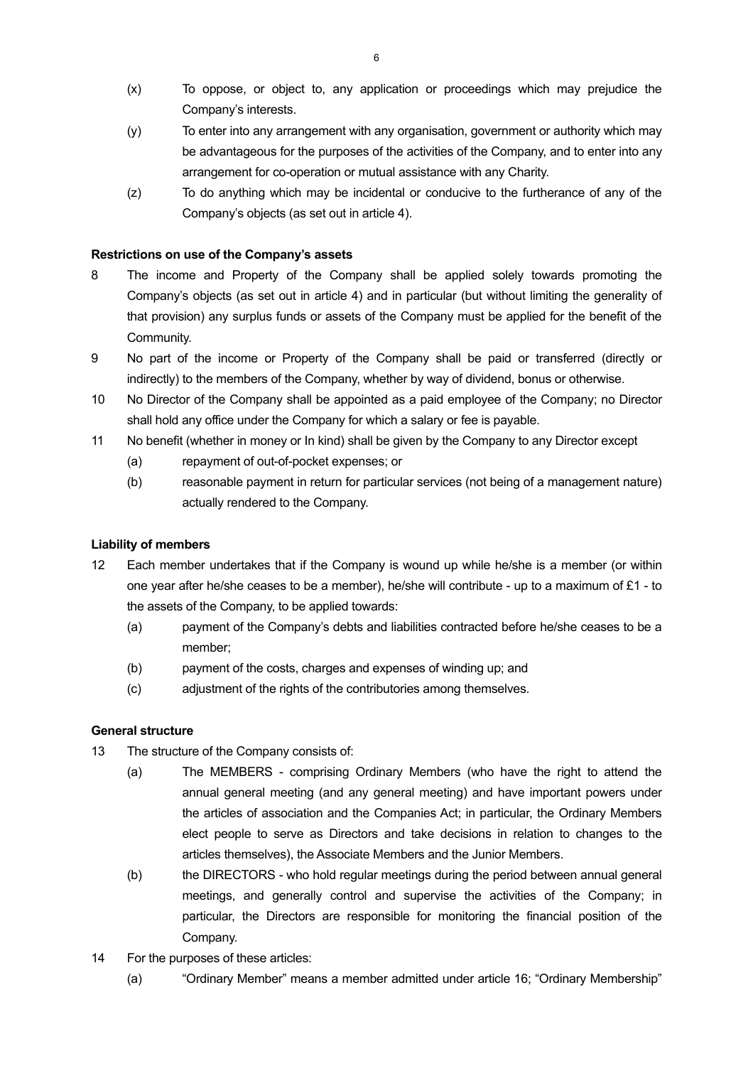(x) To oppose, or object to, any application or proceedings which may prejudice the Company's interests.

(y) To enter into any arrangement with any organisation, government or authority which may be advantageous for the purposes of the activities of the Company, and to enter into any arrangement for co-operation or mutual assistance with any Charity.

(z) To do anything which may be incidental or conducive to the furtherance of any of the Company's objects (as set out in article 4).

**Restrictions on use of the Company's assets**

8 The income and Property of the Company shall be applied solely towards promoting the Company's objects (as set out in article 4) and in particular (but without limiting the generality of that provision) any surplus funds or assets of the Company must be applied for the benefit of the Community.

9 No part of the income or Property of the Company shall be paid or transferred (directly or indirectly) to the members of the Company, whether by way of dividend, bonus or otherwise.

10 No Director of the Company shall be appointed as a paid employee of the Company; no Director shall hold any office under the Company for which a salary or fee is payable.

11 No benefit (whether in money or In kind) shall be given by the Company to any Director except

(a) repayment of out-of-pocket expenses; or

(b) reasonable payment in return for particular services (not being of a management nature) actually rendered to the Company.

**Liability of members**

12 Each member undertakes that if the Company is wound up while he/she is a member (or within one year after he/she ceases to be a member), he/she will contribute - up to a maximum of £1 - to the assets of the Company, to be applied towards:

(a) payment of the Company's debts and liabilities contracted before he/she ceases to be a member;

(b) payment of the costs, charges and expenses of winding up; and

(c) adjustment of the rights of the contributories among themselves.

**General structure**

13 The structure of the Company consists of:

(a) The MEMBERS - comprising Ordinary Members (who have the right to attend the annual general meeting (and any general meeting) and have important powers under the articles of association and the Companies Act; in particular, the Ordinary Members elect people to serve as Directors and take decisions in relation to changes to the articles themselves), the Associate Members and the Junior Members.

(b) the DIRECTORS - who hold regular meetings during the period between annual general meetings, and generally control and supervise the activities of the Company; in particular, the Directors are responsible for monitoring the financial position of the Company.

14 For the purposes of these articles:

(a) "Ordinary Member" means a member admitted under article 16; "Ordinary Membership"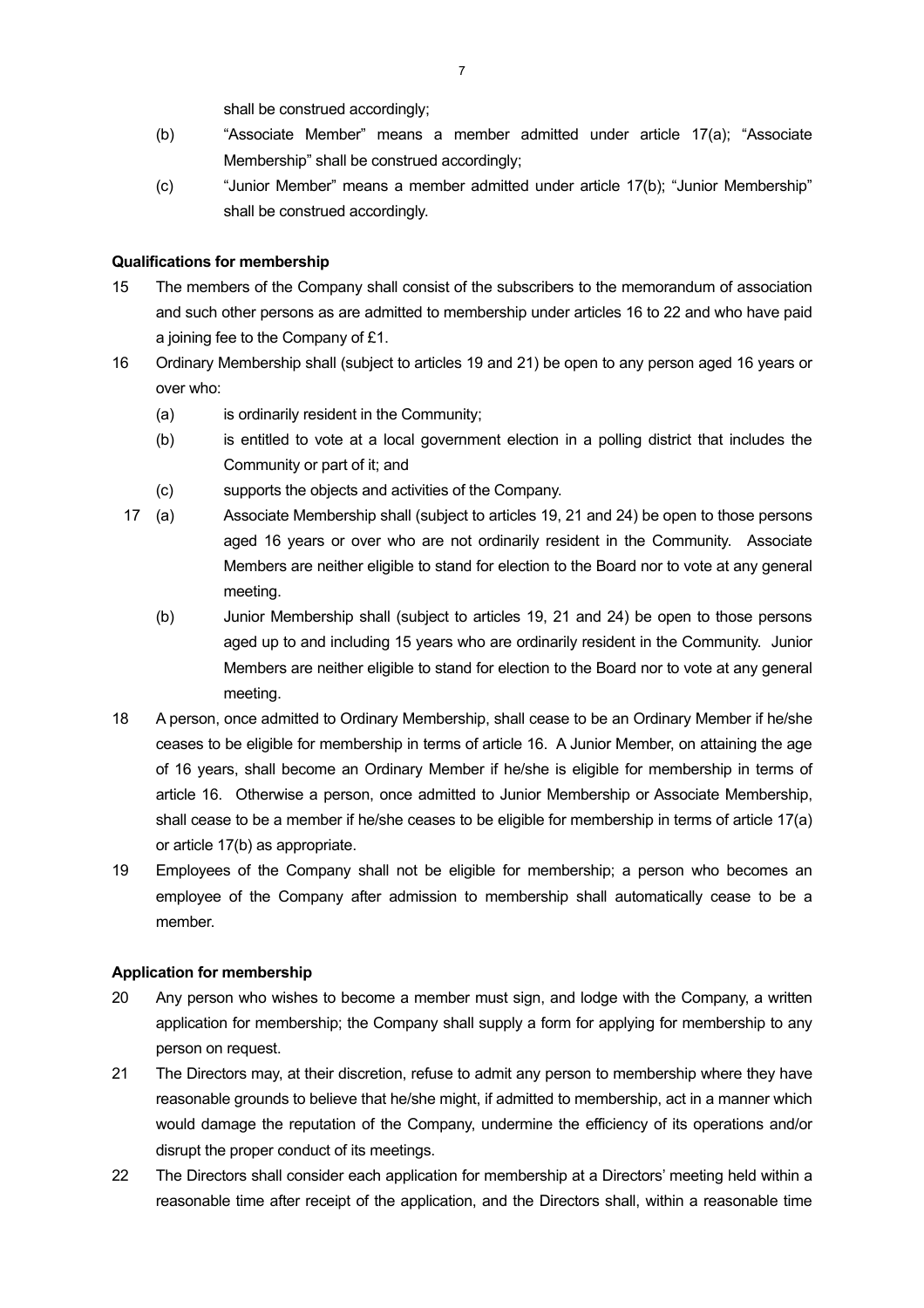shall be construed accordingly;

(b) "Associate Member" means a member admitted under article 17(a); "Associate Membership" shall be construed accordingly;

(c) "Junior Member" means a member admitted under article 17(b); "Junior Membership" shall be construed accordingly.

**Qualifications for membership**

15 The members of the Company shall consist of the subscribers to the memorandum of association and such other persons as are admitted to membership under articles 16 to 22 and who have paid a joining fee to the Company of £1.

16 Ordinary Membership shall (subject to articles 19 and 21) be open to any person aged 16 years or over who:

(a) is ordinarily resident in the Community;

(b) is entitled to vote at a local government election in a polling district that includes the Community or part of it; and

(c) supports the objects and activities of the Company.

17 (a) Associate Membership shall (subject to articles 19, 21 and 24) be open to those persons aged 16 years or over who are not ordinarily resident in the Community. Associate Members are neither eligible to stand for election to the Board nor to vote at any general meeting.

(b) Junior Membership shall (subject to articles 19, 21 and 24) be open to those persons aged up to and including 15 years who are ordinarily resident in the Community. Junior Members are neither eligible to stand for election to the Board nor to vote at any general meeting.

18 A person, once admitted to Ordinary Membership, shall cease to be an Ordinary Member if he/she ceases to be eligible for membership in terms of article 16. A Junior Member, on attaining the age of 16 years, shall become an Ordinary Member if he/she is eligible for membership in terms of article 16. Otherwise a person, once admitted to Junior Membership or Associate Membership, shall cease to be a member if he/she ceases to be eligible for membership in terms of article 17(a) or article 17(b) as appropriate.

19 Employees of the Company shall not be eligible for membership; a person who becomes an employee of the Company after admission to membership shall automatically cease to be a member.

**Application for membership**

20 Any person who wishes to become a member must sign, and lodge with the Company, a written application for membership; the Company shall supply a form for applying for membership to any person on request.

21 The Directors may, at their discretion, refuse to admit any person to membership where they have reasonable grounds to believe that he/she might, if admitted to membership, act in a manner which would damage the reputation of the Company, undermine the efficiency of its operations and/or disrupt the proper conduct of its meetings.

22 The Directors shall consider each application for membership at a Directors' meeting held within a reasonable time after receipt of the application, and the Directors shall, within a reasonable time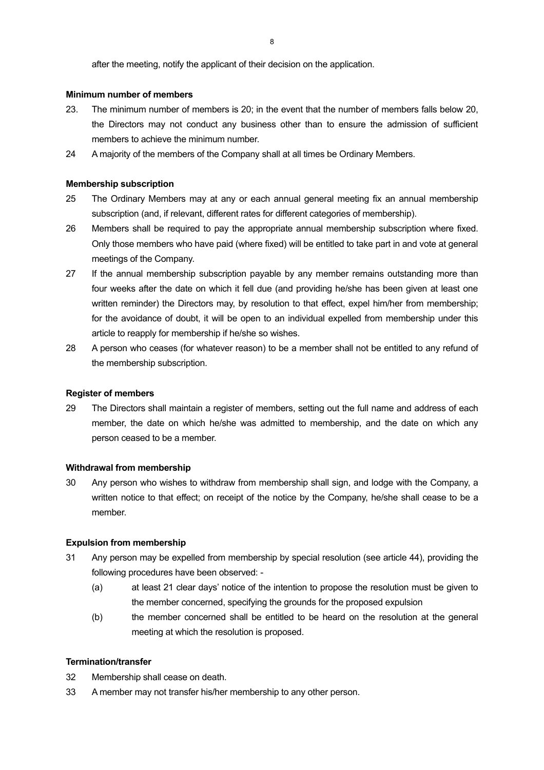after the meeting, notify the applicant of their decision on the application.

**Minimum number of members**

23. The minimum number of members is 20; in the event that the number of members falls below 20, the Directors may not conduct any business other than to ensure the admission of sufficient members to achieve the minimum number.

24 A majority of the members of the Company shall at all times be Ordinary Members.

**Membership subscription**

25 The Ordinary Members may at any or each annual general meeting fix an annual membership subscription (and, if relevant, different rates for different categories of membership).

26 Members shall be required to pay the appropriate annual membership subscription where fixed. Only those members who have paid (where fixed) will be entitled to take part in and vote at general meetings of the Company.

27 If the annual membership subscription payable by any member remains outstanding more than four weeks after the date on which it fell due (and providing he/she has been given at least one written reminder) the Directors may, by resolution to that effect, expel him/her from membership; for the avoidance of doubt, it will be open to an individual expelled from membership under this article to reapply for membership if he/she so wishes.

28 A person who ceases (for whatever reason) to be a member shall not be entitled to any refund of the membership subscription.

**Register of members**

29 The Directors shall maintain a register of members, setting out the full name and address of each member, the date on which he/she was admitted to membership, and the date on which any person ceased to be a member.

**Withdrawal from membership**

30 Any person who wishes to withdraw from membership shall sign, and lodge with the Company, a written notice to that effect; on receipt of the notice by the Company, he/she shall cease to be a member.

**Expulsion from membership**

31 Any person may be expelled from membership by special resolution (see article 44), providing the following procedures have been observed: -

(a) at least 21 clear days' notice of the intention to propose the resolution must be given to the member concerned, specifying the grounds for the proposed expulsion

(b) the member concerned shall be entitled to be heard on the resolution at the general meeting at which the resolution is proposed.

**Termination/transfer**

32 Membership shall cease on death.

33 A member may not transfer his/her membership to any other person.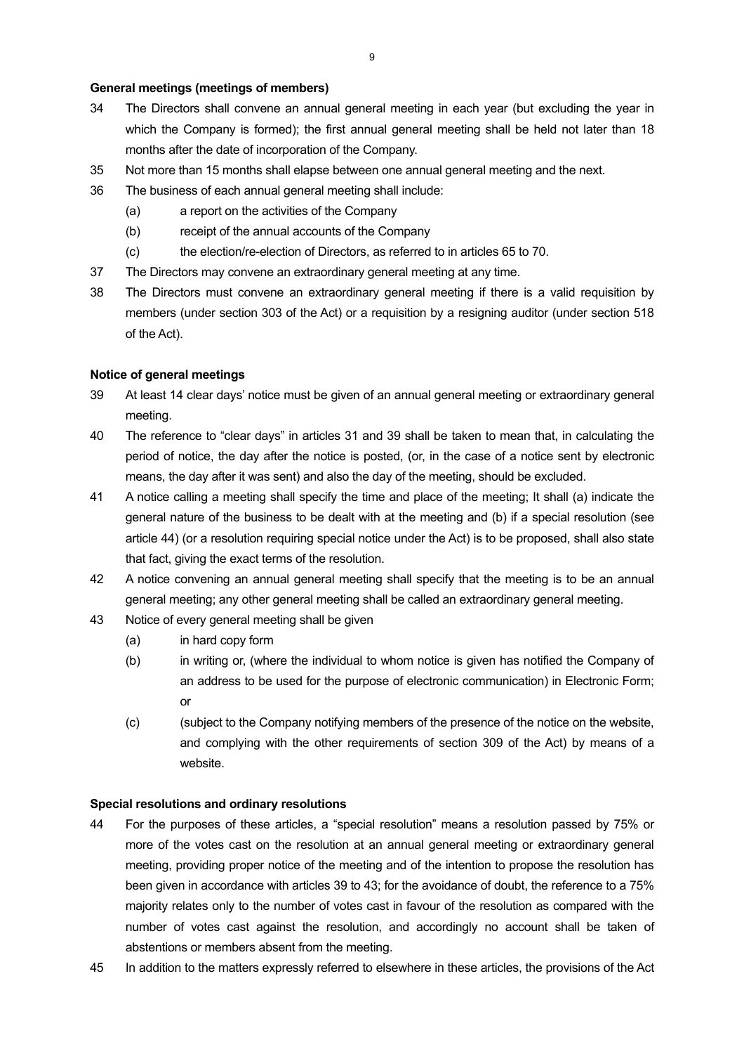**General meetings (meetings of members)**

34 The Directors shall convene an annual general meeting in each year (but excluding the year in which the Company is formed); the first annual general meeting shall be held not later than 18 months after the date of incorporation of the Company.

35 Not more than 15 months shall elapse between one annual general meeting and the next.

36 The business of each annual general meeting shall include:

(a) a report on the activities of the Company

(b) receipt of the annual accounts of the Company

(c) the election/re-election of Directors, as referred to in articles 65 to 70.

37 The Directors may convene an extraordinary general meeting at any time.

38 The Directors must convene an extraordinary general meeting if there is a valid requisition by members (under section 303 of the Act) or a requisition by a resigning auditor (under section 518 of the Act).

**Notice of general meetings**

39 At least 14 clear days' notice must be given of an annual general meeting or extraordinary general meeting.

40 The reference to "clear days" in articles 31 and 39 shall be taken to mean that, in calculating the period of notice, the day after the notice is posted, (or, in the case of a notice sent by electronic means, the day after it was sent) and also the day of the meeting, should be excluded.

41 A notice calling a meeting shall specify the time and place of the meeting; It shall (a) indicate the general nature of the business to be dealt with at the meeting and (b) if a special resolution (see article 44) (or a resolution requiring special notice under the Act) is to be proposed, shall also state that fact, giving the exact terms of the resolution.

42 A notice convening an annual general meeting shall specify that the meeting is to be an annual general meeting; any other general meeting shall be called an extraordinary general meeting.

43 Notice of every general meeting shall be given

(a) in hard copy form

(b) in writing or, (where the individual to whom notice is given has notified the Company of an address to be used for the purpose of electronic communication) in Electronic Form; or

(c) (subject to the Company notifying members of the presence of the notice on the website, and complying with the other requirements of section 309 of the Act) by means of a website.

**Special resolutions and ordinary resolutions**

44 For the purposes of these articles, a "special resolution" means a resolution passed by 75% or more of the votes cast on the resolution at an annual general meeting or extraordinary general meeting, providing proper notice of the meeting and of the intention to propose the resolution has been given in accordance with articles 39 to 43; for the avoidance of doubt, the reference to a 75% majority relates only to the number of votes cast in favour of the resolution as compared with the number of votes cast against the resolution, and accordingly no account shall be taken of abstentions or members absent from the meeting.

45 In addition to the matters expressly referred to elsewhere in these articles, the provisions of the Act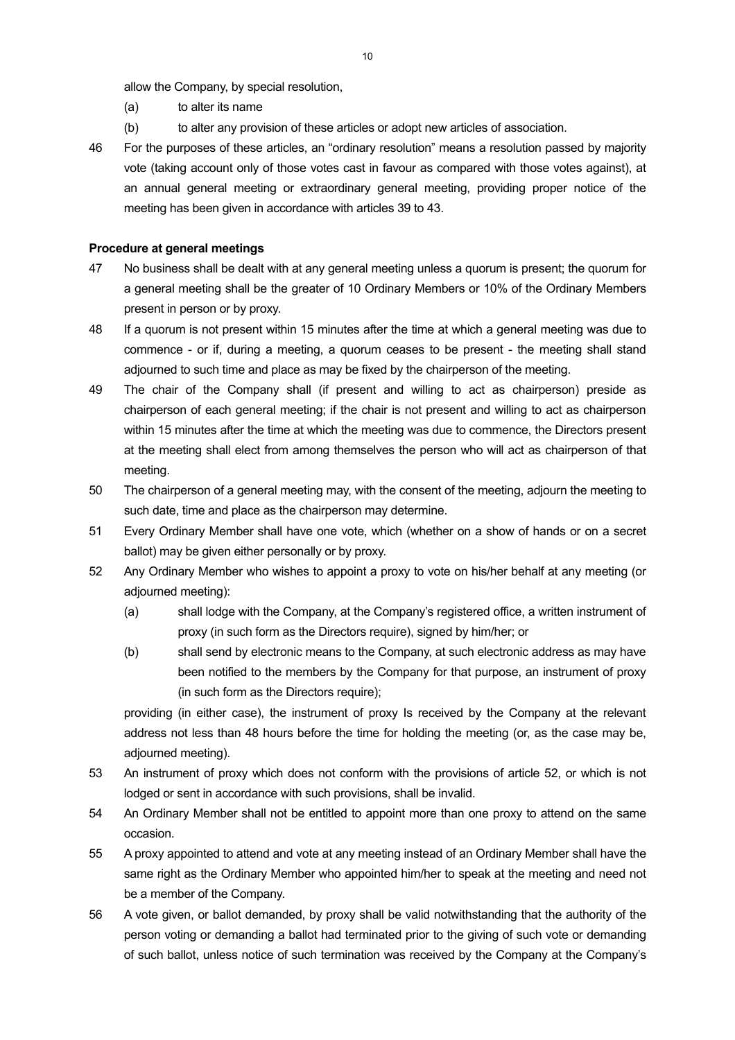allow the Company, by special resolution,

(a) to alter its name

(b) to alter any provision of these articles or adopt new articles of association.

46 For the purposes of these articles, an "ordinary resolution" means a resolution passed by majority vote (taking account only of those votes cast in favour as compared with those votes against), at an annual general meeting or extraordinary general meeting, providing proper notice of the meeting has been given in accordance with articles 39 to 43.

**Procedure at general meetings**

47 No business shall be dealt with at any general meeting unless a quorum is present; the quorum for a general meeting shall be the greater of 10 Ordinary Members or 10% of the Ordinary Members present in person or by proxy.

48 If a quorum is not present within 15 minutes after the time at which a general meeting was due to commence - or if, during a meeting, a quorum ceases to be present - the meeting shall stand adjourned to such time and place as may be fixed by the chairperson of the meeting.

49 The chair of the Company shall (if present and willing to act as chairperson) preside as chairperson of each general meeting; if the chair is not present and willing to act as chairperson within 15 minutes after the time at which the meeting was due to commence, the Directors present at the meeting shall elect from among themselves the person who will act as chairperson of that meeting.

50 The chairperson of a general meeting may, with the consent of the meeting, adjourn the meeting to such date, time and place as the chairperson may determine.

51 Every Ordinary Member shall have one vote, which (whether on a show of hands or on a secret ballot) may be given either personally or by proxy.

52 Any Ordinary Member who wishes to appoint a proxy to vote on his/her behalf at any meeting (or adjourned meeting):

(a) shall lodge with the Company, at the Company's registered office, a written instrument of proxy (in such form as the Directors require), signed by him/her; or

(b) shall send by electronic means to the Company, at such electronic address as may have been notified to the members by the Company for that purpose, an instrument of proxy (in such form as the Directors require);

providing (in either case), the instrument of proxy Is received by the Company at the relevant address not less than 48 hours before the time for holding the meeting (or, as the case may be, adjourned meeting).

53 An instrument of proxy which does not conform with the provisions of article 52, or which is not lodged or sent in accordance with such provisions, shall be invalid.

54 An Ordinary Member shall not be entitled to appoint more than one proxy to attend on the same occasion.

55 A proxy appointed to attend and vote at any meeting instead of an Ordinary Member shall have the same right as the Ordinary Member who appointed him/her to speak at the meeting and need not be a member of the Company.

56 A vote given, or ballot demanded, by proxy shall be valid notwithstanding that the authority of the person voting or demanding a ballot had terminated prior to the giving of such vote or demanding of such ballot, unless notice of such termination was received by the Company at the Company's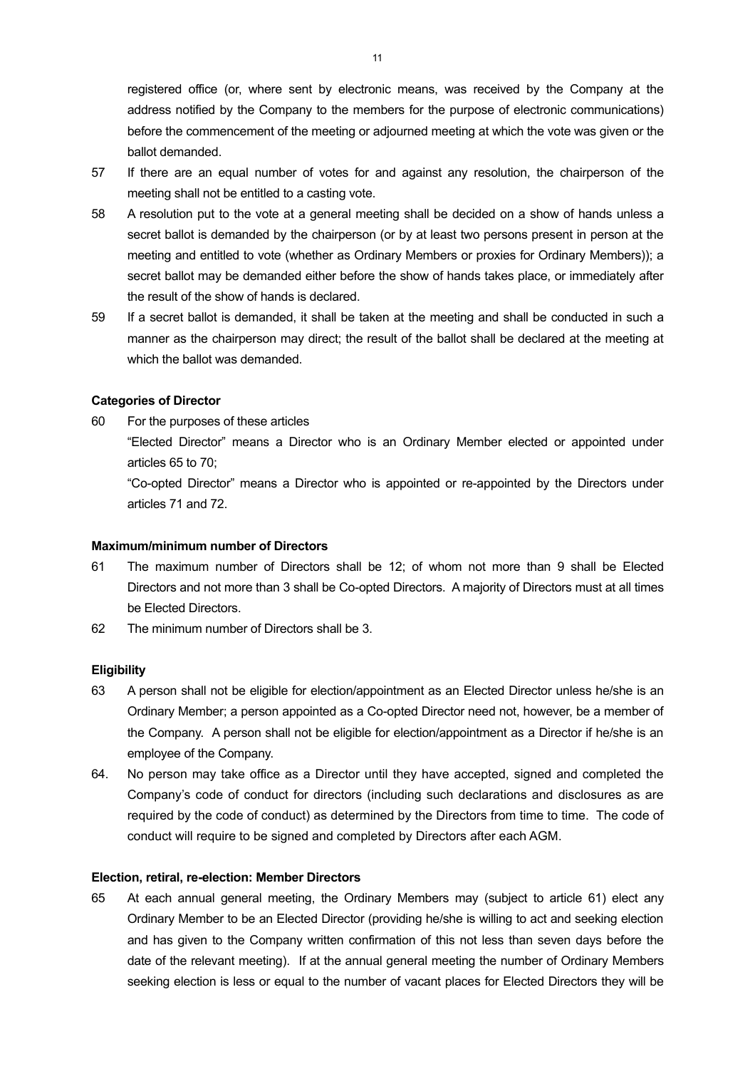registered office (or, where sent by electronic means, was received by the Company at the address notified by the Company to the members for the purpose of electronic communications) before the commencement of the meeting or adjourned meeting at which the vote was given or the ballot demanded.

57 If there are an equal number of votes for and against any resolution, the chairperson of the meeting shall not be entitled to a casting vote.

58 A resolution put to the vote at a general meeting shall be decided on a show of hands unless a secret ballot is demanded by the chairperson (or by at least two persons present in person at the meeting and entitled to vote (whether as Ordinary Members or proxies for Ordinary Members)); a secret ballot may be demanded either before the show of hands takes place, or immediately after the result of the show of hands is declared.

59 If a secret ballot is demanded, it shall be taken at the meeting and shall be conducted in such a manner as the chairperson may direct; the result of the ballot shall be declared at the meeting at which the ballot was demanded.

**Categories of Director**

60 For the purposes of these articles

"Elected Director" means a Director who is an Ordinary Member elected or appointed under articles 65 to 70;

"Co-opted Director" means a Director who is appointed or re-appointed by the Directors under articles 71 and 72.

**Maximum/minimum number of Directors**

61 The maximum number of Directors shall be 12; of whom not more than 9 shall be Elected Directors and not more than 3 shall be Co-opted Directors. A majority of Directors must at all times be Elected Directors.

62 The minimum number of Directors shall be 3.

**Eligibility**

63 A person shall not be eligible for election/appointment as an Elected Director unless he/she is an Ordinary Member; a person appointed as a Co-opted Director need not, however, be a member of the Company. A person shall not be eligible for election/appointment as a Director if he/she is an employee of the Company.

64. No person may take office as a Director until they have accepted, signed and completed the Company's code of conduct for directors (including such declarations and disclosures as are required by the code of conduct) as determined by the Directors from time to time. The code of conduct will require to be signed and completed by Directors after each AGM.

**Election, retiral, re-election: Member Directors**

65 At each annual general meeting, the Ordinary Members may (subject to article 61) elect any Ordinary Member to be an Elected Director (providing he/she is willing to act and seeking election and has given to the Company written confirmation of this not less than seven days before the date of the relevant meeting). If at the annual general meeting the number of Ordinary Members seeking election is less or equal to the number of vacant places for Elected Directors they will be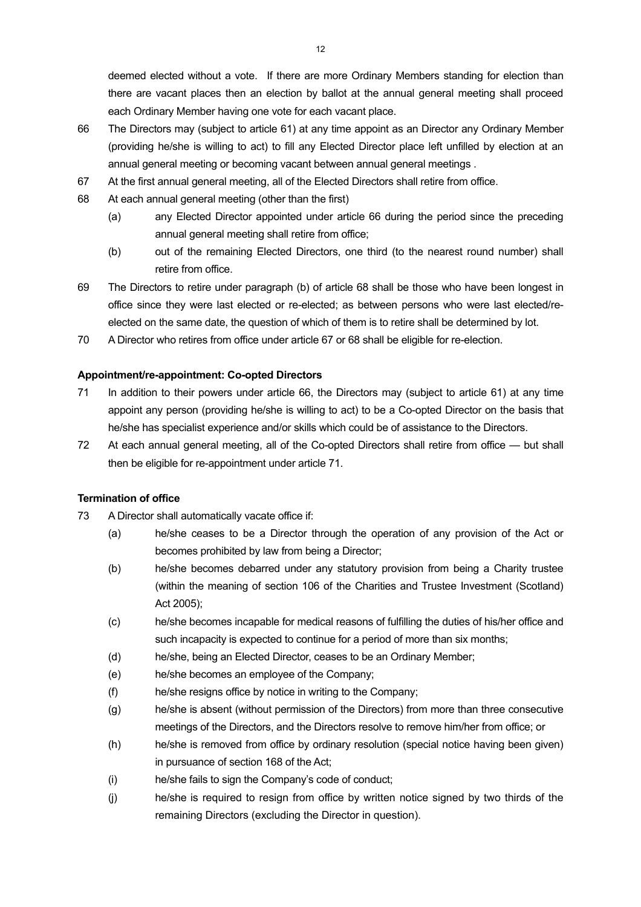deemed elected without a vote. If there are more Ordinary Members standing for election than there are vacant places then an election by ballot at the annual general meeting shall proceed each Ordinary Member having one vote for each vacant place.

66 The Directors may (subject to article 61) at any time appoint as an Director any Ordinary Member (providing he/she is willing to act) to fill any Elected Director place left unfilled by election at an annual general meeting or becoming vacant between annual general meetings .

67 At the first annual general meeting, all of the Elected Directors shall retire from office.

68 At each annual general meeting (other than the first)

  (a) any Elected Director appointed under article 66 during the period since the preceding annual general meeting shall retire from office;

  (b) out of the remaining Elected Directors, one third (to the nearest round number) shall retire from office.

69 The Directors to retire under paragraph (b) of article 68 shall be those who have been longest in office since they were last elected or re-elected; as between persons who were last elected/re-elected on the same date, the question of which of them is to retire shall be determined by lot.

70 A Director who retires from office under article 67 or 68 shall be eligible for re-election.

**Appointment/re-appointment: Co-opted Directors**

71 In addition to their powers under article 66, the Directors may (subject to article 61) at any time appoint any person (providing he/she is willing to act) to be a Co-opted Director on the basis that he/she has specialist experience and/or skills which could be of assistance to the Directors.

72 At each annual general meeting, all of the Co-opted Directors shall retire from office — but shall then be eligible for re-appointment under article 71.

**Termination of office**

73 A Director shall automatically vacate office if:

  (a) he/she ceases to be a Director through the operation of any provision of the Act or becomes prohibited by law from being a Director;

  (b) he/she becomes debarred under any statutory provision from being a Charity trustee (within the meaning of section 106 of the Charities and Trustee Investment (Scotland) Act 2005);

  (c) he/she becomes incapable for medical reasons of fulfilling the duties of his/her office and such incapacity is expected to continue for a period of more than six months;

  (d) he/she, being an Elected Director, ceases to be an Ordinary Member;

  (e) he/she becomes an employee of the Company;

  (f) he/she resigns office by notice in writing to the Company;

  (g) he/she is absent (without permission of the Directors) from more than three consecutive meetings of the Directors, and the Directors resolve to remove him/her from office; or

  (h) he/she is removed from office by ordinary resolution (special notice having been given) in pursuance of section 168 of the Act;

  (i) he/she fails to sign the Company's code of conduct;

  (j) he/she is required to resign from office by written notice signed by two thirds of the remaining Directors (excluding the Director in question).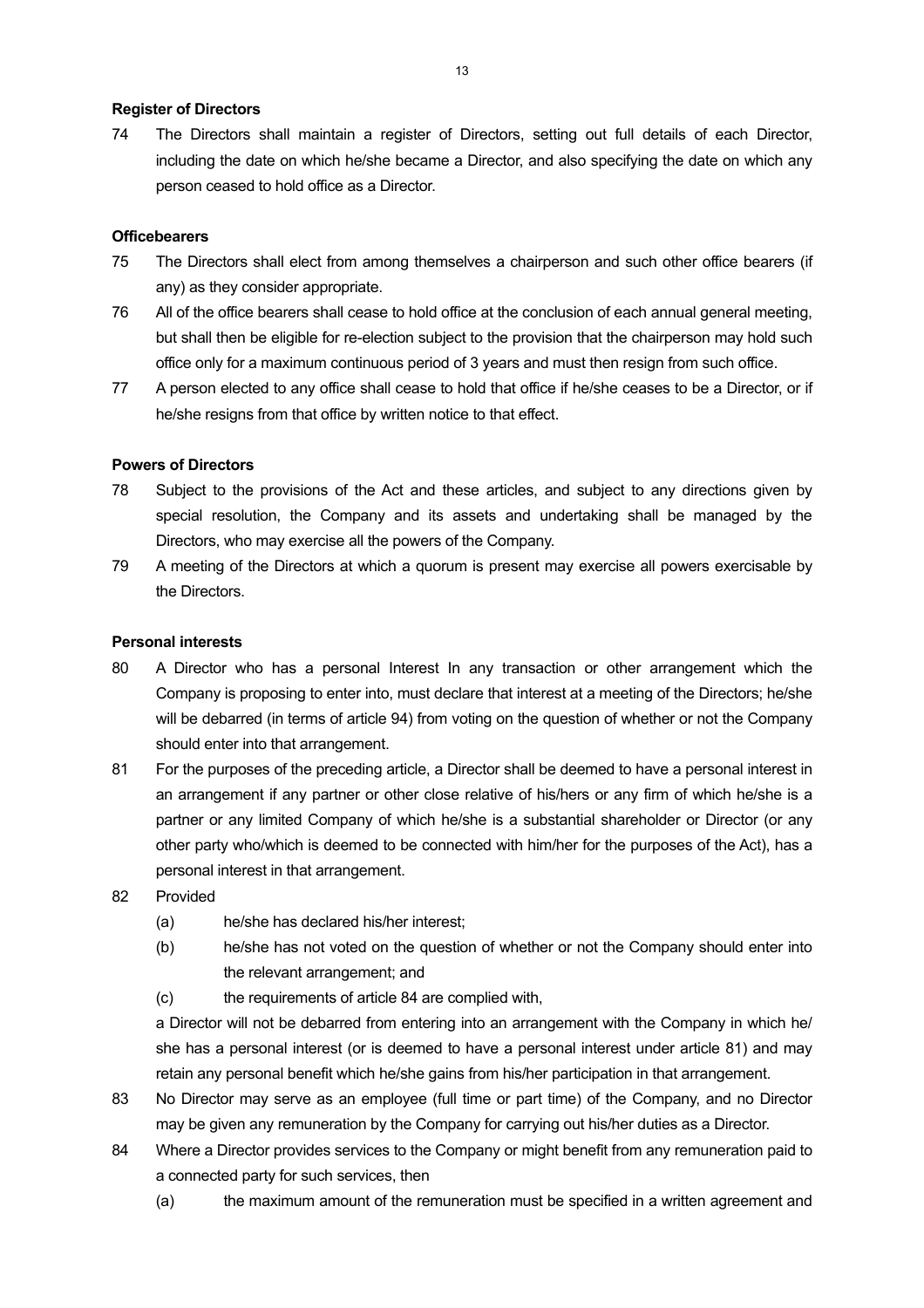**Register of Directors**

74 The Directors shall maintain a register of Directors, setting out full details of each Director, including the date on which he/she became a Director, and also specifying the date on which any person ceased to hold office as a Director.

**Officebearers**

75 The Directors shall elect from among themselves a chairperson and such other office bearers (if any) as they consider appropriate.

76 All of the office bearers shall cease to hold office at the conclusion of each annual general meeting, but shall then be eligible for re-election subject to the provision that the chairperson may hold such office only for a maximum continuous period of 3 years and must then resign from such office.

77 A person elected to any office shall cease to hold that office if he/she ceases to be a Director, or if he/she resigns from that office by written notice to that effect.

**Powers of Directors**

78 Subject to the provisions of the Act and these articles, and subject to any directions given by special resolution, the Company and its assets and undertaking shall be managed by the Directors, who may exercise all the powers of the Company.

79 A meeting of the Directors at which a quorum is present may exercise all powers exercisable by the Directors.

**Personal interests**

80 A Director who has a personal Interest In any transaction or other arrangement which the Company is proposing to enter into, must declare that interest at a meeting of the Directors; he/she will be debarred (in terms of article 94) from voting on the question of whether or not the Company should enter into that arrangement.

81 For the purposes of the preceding article, a Director shall be deemed to have a personal interest in an arrangement if any partner or other close relative of his/hers or any firm of which he/she is a partner or any limited Company of which he/she is a substantial shareholder or Director (or any other party who/which is deemed to be connected with him/her for the purposes of the Act), has a personal interest in that arrangement.

82 Provided

(a) he/she has declared his/her interest;

(b) he/she has not voted on the question of whether or not the Company should enter into the relevant arrangement; and

(c) the requirements of article 84 are complied with,

a Director will not be debarred from entering into an arrangement with the Company in which he/ she has a personal interest (or is deemed to have a personal interest under article 81) and may retain any personal benefit which he/she gains from his/her participation in that arrangement.

83 No Director may serve as an employee (full time or part time) of the Company, and no Director may be given any remuneration by the Company for carrying out his/her duties as a Director.

84 Where a Director provides services to the Company or might benefit from any remuneration paid to a connected party for such services, then

(a) the maximum amount of the remuneration must be specified in a written agreement and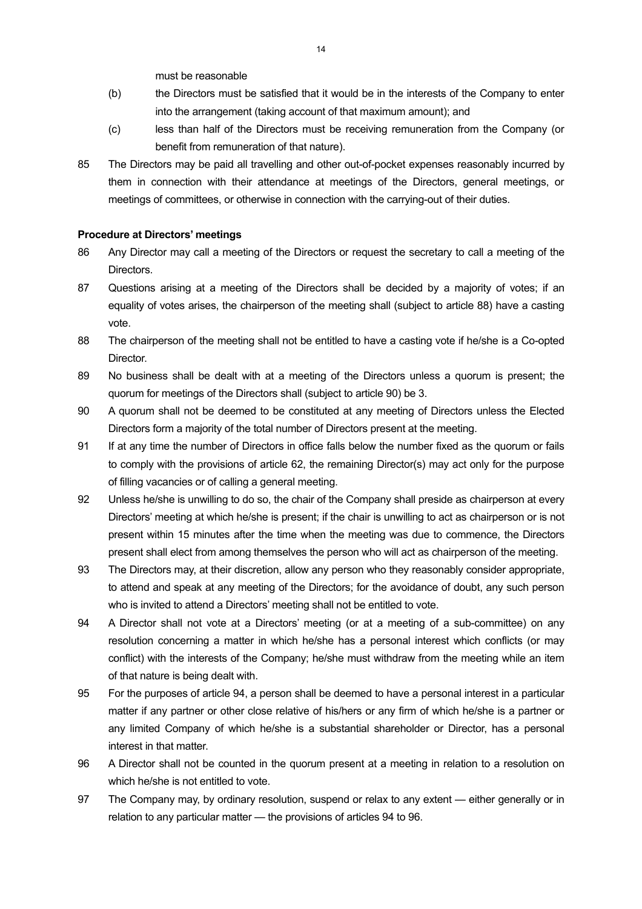must be reasonable

(b) the Directors must be satisfied that it would be in the interests of the Company to enter into the arrangement (taking account of that maximum amount); and

(c) less than half of the Directors must be receiving remuneration from the Company (or benefit from remuneration of that nature).

85 The Directors may be paid all travelling and other out-of-pocket expenses reasonably incurred by them in connection with their attendance at meetings of the Directors, general meetings, or meetings of committees, or otherwise in connection with the carrying-out of their duties.

**Procedure at Directors' meetings**

86 Any Director may call a meeting of the Directors or request the secretary to call a meeting of the Directors.

87 Questions arising at a meeting of the Directors shall be decided by a majority of votes; if an equality of votes arises, the chairperson of the meeting shall (subject to article 88) have a casting vote.

88 The chairperson of the meeting shall not be entitled to have a casting vote if he/she is a Co-opted Director.

89 No business shall be dealt with at a meeting of the Directors unless a quorum is present; the quorum for meetings of the Directors shall (subject to article 90) be 3.

90 A quorum shall not be deemed to be constituted at any meeting of Directors unless the Elected Directors form a majority of the total number of Directors present at the meeting.

91 If at any time the number of Directors in office falls below the number fixed as the quorum or fails to comply with the provisions of article 62, the remaining Director(s) may act only for the purpose of filling vacancies or of calling a general meeting.

92 Unless he/she is unwilling to do so, the chair of the Company shall preside as chairperson at every Directors' meeting at which he/she is present; if the chair is unwilling to act as chairperson or is not present within 15 minutes after the time when the meeting was due to commence, the Directors present shall elect from among themselves the person who will act as chairperson of the meeting.

93 The Directors may, at their discretion, allow any person who they reasonably consider appropriate, to attend and speak at any meeting of the Directors; for the avoidance of doubt, any such person who is invited to attend a Directors' meeting shall not be entitled to vote.

94 A Director shall not vote at a Directors' meeting (or at a meeting of a sub-committee) on any resolution concerning a matter in which he/she has a personal interest which conflicts (or may conflict) with the interests of the Company; he/she must withdraw from the meeting while an item of that nature is being dealt with.

95 For the purposes of article 94, a person shall be deemed to have a personal interest in a particular matter if any partner or other close relative of his/hers or any firm of which he/she is a partner or any limited Company of which he/she is a substantial shareholder or Director, has a personal interest in that matter.

96 A Director shall not be counted in the quorum present at a meeting in relation to a resolution on which he/she is not entitled to vote.

97 The Company may, by ordinary resolution, suspend or relax to any extent — either generally or in relation to any particular matter — the provisions of articles 94 to 96.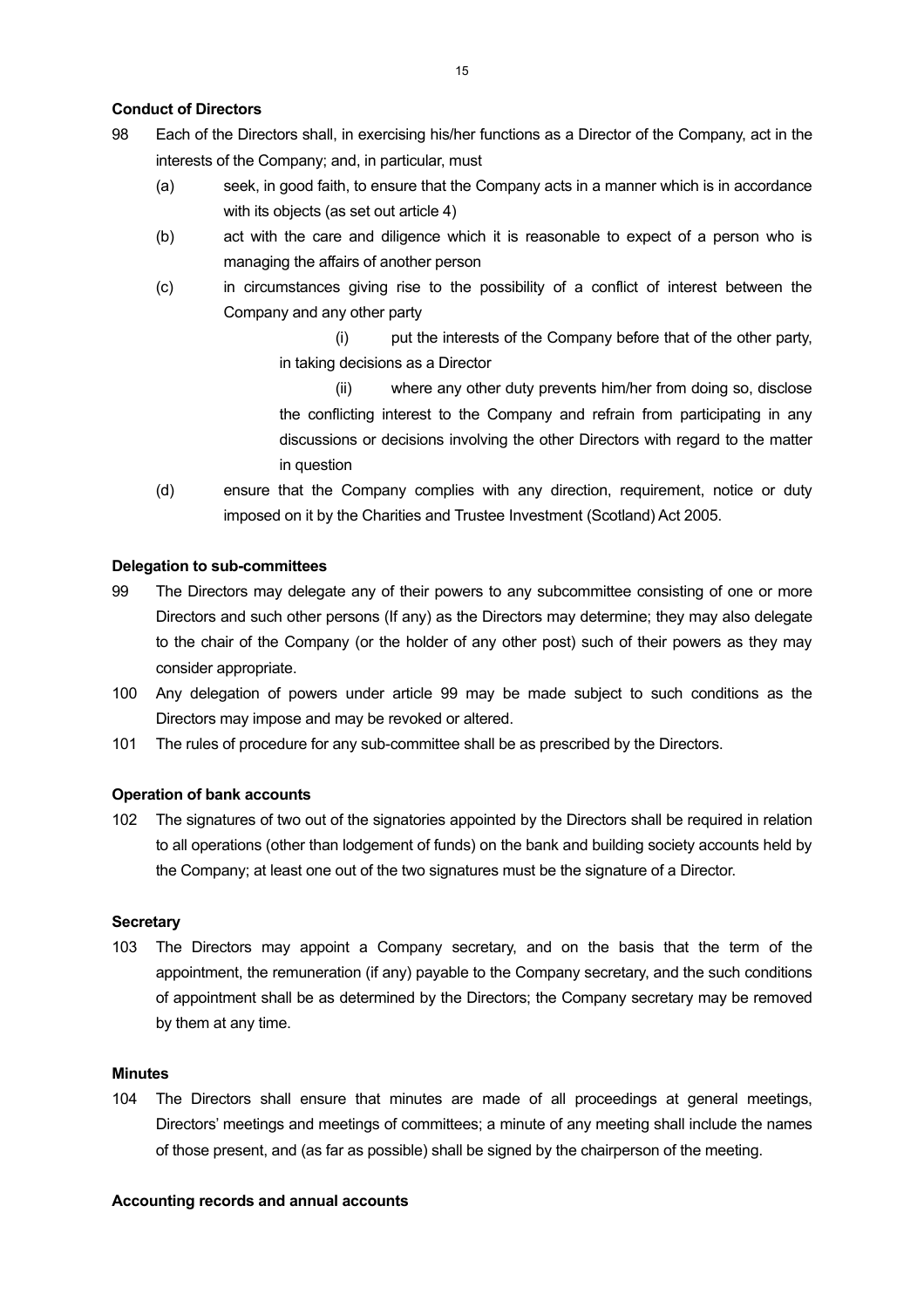**Conduct of Directors**

98 Each of the Directors shall, in exercising his/her functions as a Director of the Company, act in the interests of the Company; and, in particular, must

- (a) seek, in good faith, to ensure that the Company acts in a manner which is in accordance with its objects (as set out article 4)
- (b) act with the care and diligence which it is reasonable to expect of a person who is managing the affairs of another person
- (c) in circumstances giving rise to the possibility of a conflict of interest between the Company and any other party
  - (i) put the interests of the Company before that of the other party, in taking decisions as a Director
  - (ii) where any other duty prevents him/her from doing so, disclose the conflicting interest to the Company and refrain from participating in any discussions or decisions involving the other Directors with regard to the matter in question
- (d) ensure that the Company complies with any direction, requirement, notice or duty imposed on it by the Charities and Trustee Investment (Scotland) Act 2005.

**Delegation to sub-committees**

99 The Directors may delegate any of their powers to any subcommittee consisting of one or more Directors and such other persons (If any) as the Directors may determine; they may also delegate to the chair of the Company (or the holder of any other post) such of their powers as they may consider appropriate.

100 Any delegation of powers under article 99 may be made subject to such conditions as the Directors may impose and may be revoked or altered.

101 The rules of procedure for any sub-committee shall be as prescribed by the Directors.

**Operation of bank accounts**

102 The signatures of two out of the signatories appointed by the Directors shall be required in relation to all operations (other than lodgement of funds) on the bank and building society accounts held by the Company; at least one out of the two signatures must be the signature of a Director.

**Secretary**

103 The Directors may appoint a Company secretary, and on the basis that the term of the appointment, the remuneration (if any) payable to the Company secretary, and the such conditions of appointment shall be as determined by the Directors; the Company secretary may be removed by them at any time.

**Minutes**

104 The Directors shall ensure that minutes are made of all proceedings at general meetings, Directors' meetings and meetings of committees; a minute of any meeting shall include the names of those present, and (as far as possible) shall be signed by the chairperson of the meeting.

**Accounting records and annual accounts**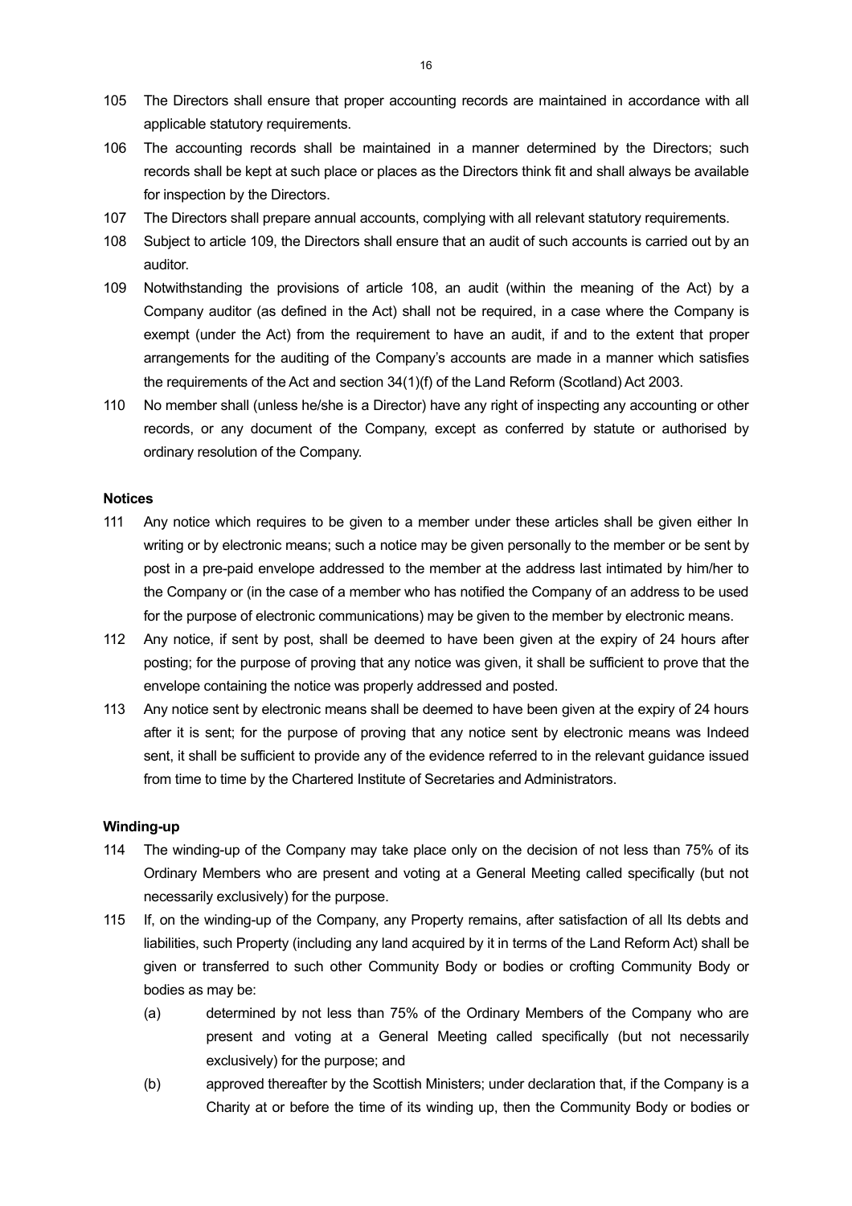105 The Directors shall ensure that proper accounting records are maintained in accordance with all applicable statutory requirements.

106 The accounting records shall be maintained in a manner determined by the Directors; such records shall be kept at such place or places as the Directors think fit and shall always be available for inspection by the Directors.

107 The Directors shall prepare annual accounts, complying with all relevant statutory requirements.

108 Subject to article 109, the Directors shall ensure that an audit of such accounts is carried out by an auditor.

109 Notwithstanding the provisions of article 108, an audit (within the meaning of the Act) by a Company auditor (as defined in the Act) shall not be required, in a case where the Company is exempt (under the Act) from the requirement to have an audit, if and to the extent that proper arrangements for the auditing of the Company's accounts are made in a manner which satisfies the requirements of the Act and section 34(1)(f) of the Land Reform (Scotland) Act 2003.

110 No member shall (unless he/she is a Director) have any right of inspecting any accounting or other records, or any document of the Company, except as conferred by statute or authorised by ordinary resolution of the Company.

**Notices**

111 Any notice which requires to be given to a member under these articles shall be given either In writing or by electronic means; such a notice may be given personally to the member or be sent by post in a pre-paid envelope addressed to the member at the address last intimated by him/her to the Company or (in the case of a member who has notified the Company of an address to be used for the purpose of electronic communications) may be given to the member by electronic means.

112 Any notice, if sent by post, shall be deemed to have been given at the expiry of 24 hours after posting; for the purpose of proving that any notice was given, it shall be sufficient to prove that the envelope containing the notice was properly addressed and posted.

113 Any notice sent by electronic means shall be deemed to have been given at the expiry of 24 hours after it is sent; for the purpose of proving that any notice sent by electronic means was Indeed sent, it shall be sufficient to provide any of the evidence referred to in the relevant guidance issued from time to time by the Chartered Institute of Secretaries and Administrators.

**Winding-up**

114 The winding-up of the Company may take place only on the decision of not less than 75% of its Ordinary Members who are present and voting at a General Meeting called specifically (but not necessarily exclusively) for the purpose.

115 If, on the winding-up of the Company, any Property remains, after satisfaction of all Its debts and liabilities, such Property (including any land acquired by it in terms of the Land Reform Act) shall be given or transferred to such other Community Body or bodies or crofting Community Body or bodies as may be:

(a) determined by not less than 75% of the Ordinary Members of the Company who are present and voting at a General Meeting called specifically (but not necessarily exclusively) for the purpose; and

(b) approved thereafter by the Scottish Ministers; under declaration that, if the Company is a Charity at or before the time of its winding up, then the Community Body or bodies or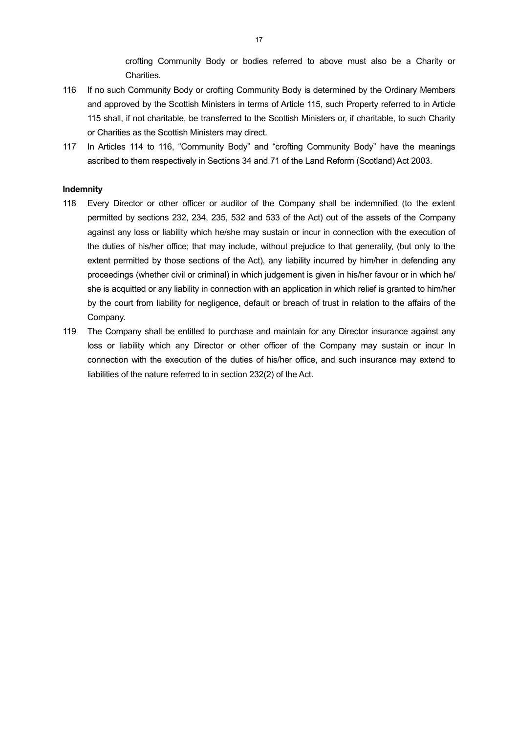crofting Community Body or bodies referred to above must also be a Charity or Charities.

116 If no such Community Body or crofting Community Body is determined by the Ordinary Members and approved by the Scottish Ministers in terms of Article 115, such Property referred to in Article 115 shall, if not charitable, be transferred to the Scottish Ministers or, if charitable, to such Charity or Charities as the Scottish Ministers may direct.

117 In Articles 114 to 116, "Community Body" and "crofting Community Body" have the meanings ascribed to them respectively in Sections 34 and 71 of the Land Reform (Scotland) Act 2003.

**Indemnity**

118 Every Director or other officer or auditor of the Company shall be indemnified (to the extent permitted by sections 232, 234, 235, 532 and 533 of the Act) out of the assets of the Company against any loss or liability which he/she may sustain or incur in connection with the execution of the duties of his/her office; that may include, without prejudice to that generality, (but only to the extent permitted by those sections of the Act), any liability incurred by him/her in defending any proceedings (whether civil or criminal) in which judgement is given in his/her favour or in which he/ she is acquitted or any liability in connection with an application in which relief is granted to him/her by the court from liability for negligence, default or breach of trust in relation to the affairs of the Company.

119 The Company shall be entitled to purchase and maintain for any Director insurance against any loss or liability which any Director or other officer of the Company may sustain or incur In connection with the execution of the duties of his/her office, and such insurance may extend to liabilities of the nature referred to in section 232(2) of the Act.